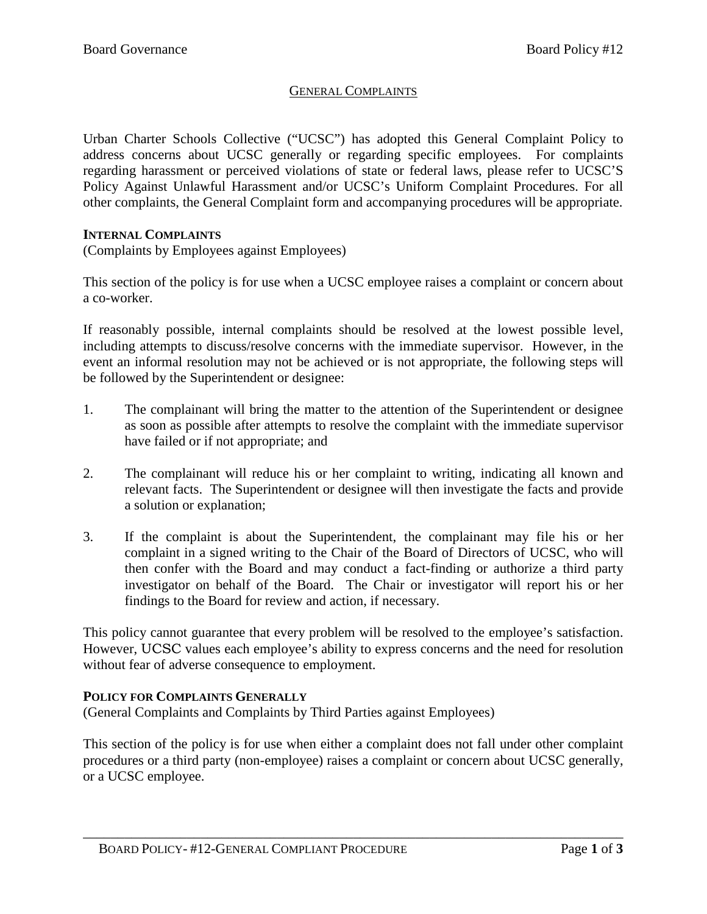# GENERAL COMPLAINTS

Urban Charter Schools Collective ("UCSC") has adopted this General Complaint Policy to address concerns about UCSC generally or regarding specific employees. For complaints regarding harassment or perceived violations of state or federal laws, please refer to UCSC'S Policy Against Unlawful Harassment and/or UCSC's Uniform Complaint Procedures. For all other complaints, the General Complaint form and accompanying procedures will be appropriate.

## INTERNAL COMPLAINTS

(Complaints by Employees against Employees)

This section of the policy is for use when a UCSC employee raises a complaint or concern about a co-worker.

If reasonably possible, internal complaints should be resolved at the lowest possible level, including attempts to discuss/resolve concerns with the immediate supervisor. However, in the event an informal resolution may not be achieved or is not appropriate, the following steps will be followed by the Superintendent or designee:

1. The complainant will bring the matter to the attention of the Superintendent or designee as soon as possible after attempts to resolve the complaint with the immediate supervisor have failed or if not appropriate; and

2. The complainant will reduce his or her complaint to writing, indicating all known and relevant facts. The Superintendent or designee will then investigate the facts and provide a solution or explanation;

3. If the complaint is about the Superintendent, the complainant may file his or her complaint in a signed writing to the Chair of the Board of Directors of UCSC, who will then confer with the Board and may conduct a fact-finding or authorize a third party investigator on behalf of the Board. The Chair or investigator will report his or her findings to the Board for review and action, if necessary.

This policy cannot guarantee that every problem will be resolved to the employee's satisfaction. However, UCSC values each employee's ability to express concerns and the need for resolution without fear of adverse consequence to employment.

## POLICY FOR COMPLAINTS GENERALLY

(General Complaints and Complaints by Third Parties against Employees)

This section of the policy is for use when either a complaint does not fall under other complaint procedures or a third party (non-employee) raises a complaint or concern about UCSC generally, or a UCSC employee.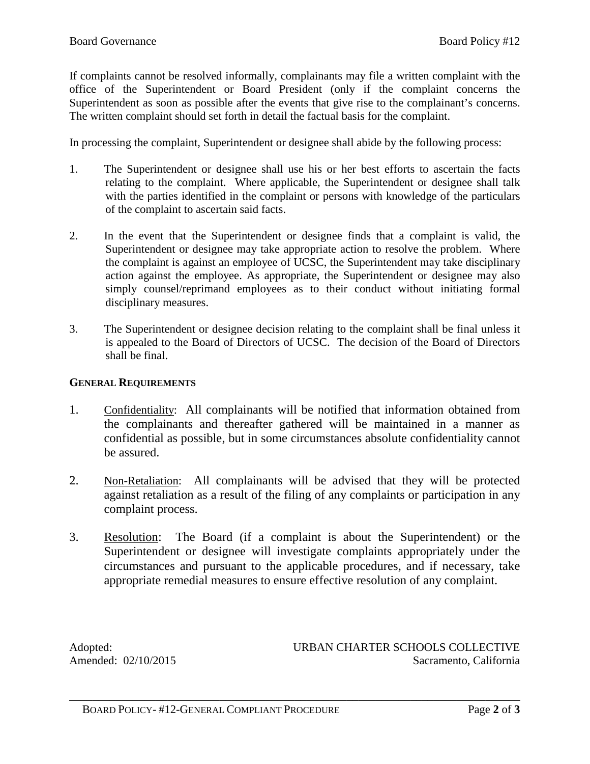If complaints cannot be resolved informally, complainants may file a written complaint with the office of the Superintendent or Board President (only if the complaint concerns the Superintendent as soon as possible after the events that give rise to the complainant's concerns. The written complaint should set forth in detail the factual basis for the complaint.

In processing the complaint, Superintendent or designee shall abide by the following process:

1. The Superintendent or designee shall use his or her best efforts to ascertain the facts relating to the complaint. Where applicable, the Superintendent or designee shall talk with the parties identified in the complaint or persons with knowledge of the particulars of the complaint to ascertain said facts.

2. In the event that the Superintendent or designee finds that a complaint is valid, the Superintendent or designee may take appropriate action to resolve the problem. Where the complaint is against an employee of UCSC, the Superintendent may take disciplinary action against the employee. As appropriate, the Superintendent or designee may also simply counsel/reprimand employees as to their conduct without initiating formal disciplinary measures.

3. The Superintendent or designee decision relating to the complaint shall be final unless it is appealed to the Board of Directors of UCSC. The decision of the Board of Directors shall be final.

**GENERAL REQUIREMENTS**

1. Confidentiality: All complainants will be notified that information obtained from the complainants and thereafter gathered will be maintained in a manner as confidential as possible, but in some circumstances absolute confidentiality cannot be assured.

2. Non-Retaliation: All complainants will be advised that they will be protected against retaliation as a result of the filing of any complaints or participation in any complaint process.

3. Resolution: The Board (if a complaint is about the Superintendent) or the Superintendent or designee will investigate complaints appropriately under the circumstances and pursuant to the applicable procedures, and if necessary, take appropriate remedial measures to ensure effective resolution of any complaint.

Adopted:
Amended: 02/10/2015

URBAN CHARTER SCHOOLS COLLECTIVE
Sacramento, California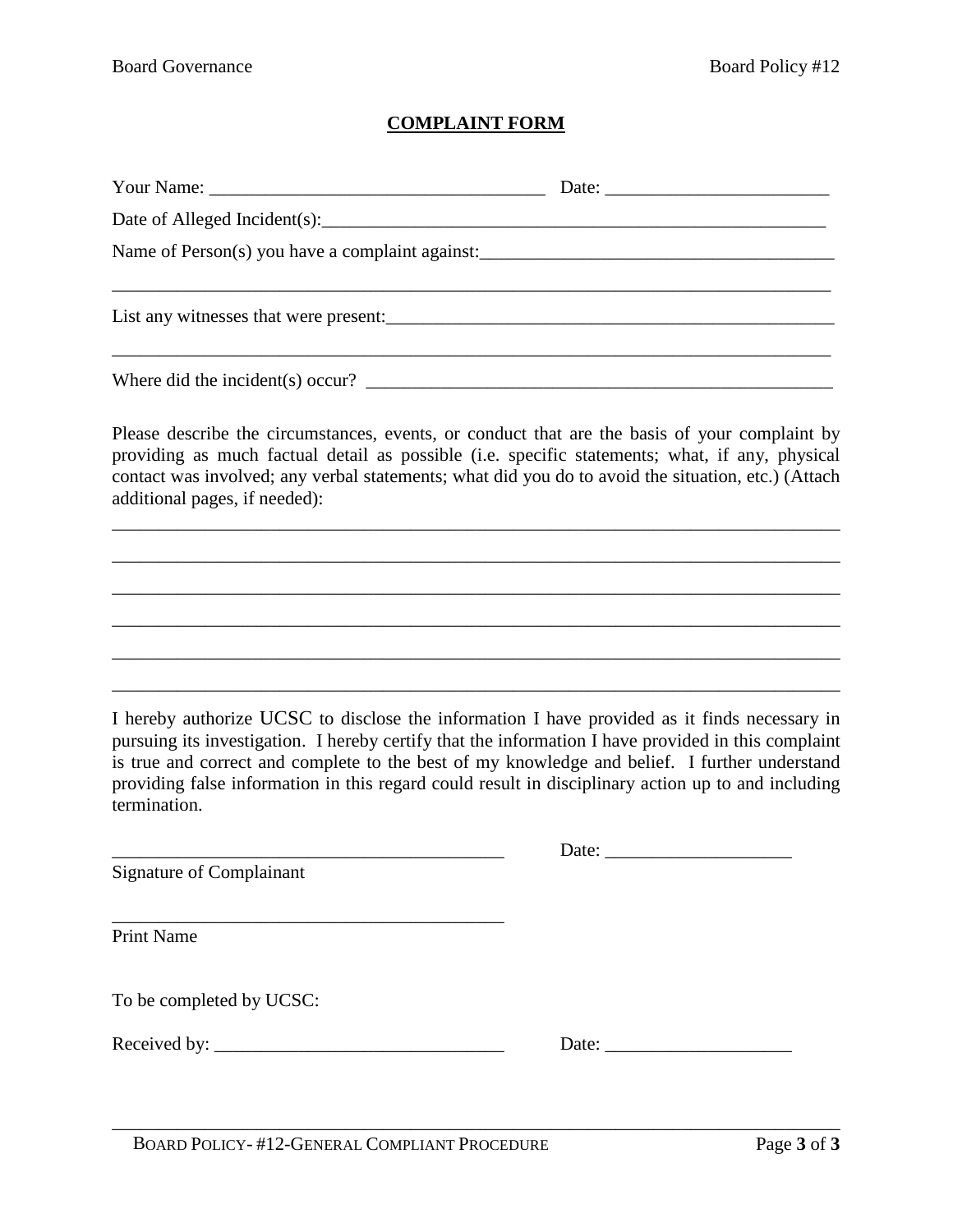## COMPLAINT FORM

Your Name: ____________________________________ Date: ________________________

Date of Alleged Incident(s):________________________________________________________

Name of Person(s) you have a complaint against:_____________________________________

_______________________________________________________________________________

List any witnesses that were present:_________________________________________________

_______________________________________________________________________________

Where did the incident(s) occur? ____________________________________________________

Please describe the circumstances, events, or conduct that are the basis of your complaint by providing as much factual detail as possible (i.e. specific statements; what, if any, physical contact was involved; any verbal statements; what did you do to avoid the situation, etc.) (Attach additional pages, if needed):

_______________________________________________________________________________

_______________________________________________________________________________

_______________________________________________________________________________

_______________________________________________________________________________

_______________________________________________________________________________

_______________________________________________________________________________

I hereby authorize UCSC to disclose the information I have provided as it finds necessary in pursuing its investigation. I hereby certify that the information I have provided in this complaint is true and correct and complete to the best of my knowledge and belief. I further understand providing false information in this regard could result in disciplinary action up to and including termination.

__________________________________________ Date: ____________________

Signature of Complainant

__________________________________________

Print Name

To be completed by UCSC:

Received by: _______________________________ Date: ____________________